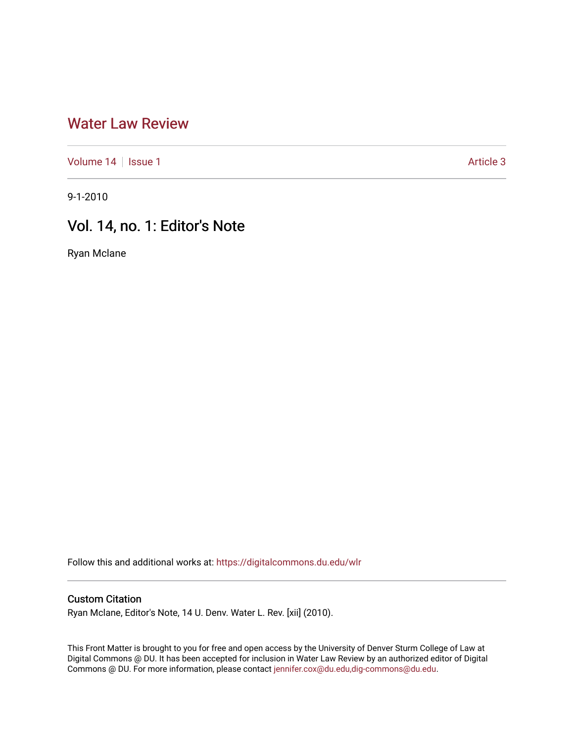# Water Law Review

Volume 14 | Issue 1 — Article 3

9-1-2010

## Vol. 14, no. 1: Editor's Note

Ryan Mclane

Follow this and additional works at: https://digitalcommons.du.edu/wlr

### Custom Citation

Ryan Mclane, Editor's Note, 14 U. Denv. Water L. Rev. [xii] (2010).

This Front Matter is brought to you for free and open access by the University of Denver Sturm College of Law at Digital Commons @ DU. It has been accepted for inclusion in Water Law Review by an authorized editor of Digital Commons @ DU. For more information, please contact jennifer.cox@du.edu,dig-commons@du.edu.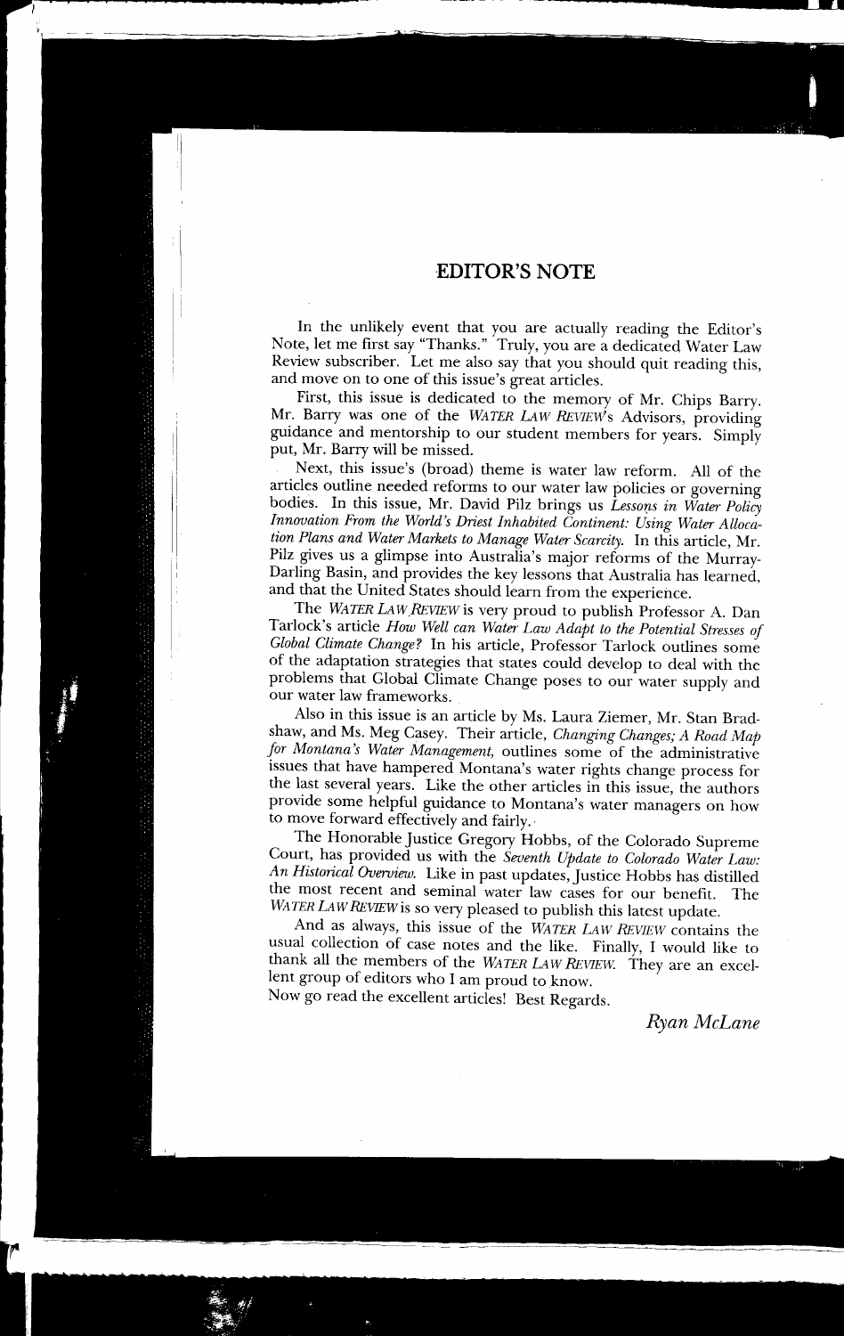# EDITOR'S NOTE

In the unlikely event that you are actually reading the Editor's Note, let me first say "Thanks." Truly, you are a dedicated Water Law Review subscriber. Let me also say that you should quit reading this, and move on to one of this issue's great articles.

First, this issue is dedicated to the memory of Mr. Chips Barry. Mr. Barry was one of the *WATER LAW REVIEW*'s Advisors, providing guidance and mentorship to our student members for years. Simply put, Mr. Barry will be missed.

Next, this issue's (broad) theme is water law reform. All of the articles outline needed reforms to our water law policies or governing bodies. In this issue, Mr. David Pilz brings us *Lessons in Water Policy Innovation From the World's Driest Inhabited Continent: Using Water Allocation Plans and Water Markets to Manage Water Scarcity*. In this article, Mr. Pilz gives us a glimpse into Australia's major reforms of the Murray-Darling Basin, and provides the key lessons that Australia has learned, and that the United States should learn from the experience.

The *WATER LAW REVIEW* is very proud to publish Professor A. Dan Tarlock's article *How Well can Water Law Adapt to the Potential Stresses of Global Climate Change?* In his article, Professor Tarlock outlines some of the adaptation strategies that states could develop to deal with the problems that Global Climate Change poses to our water supply and our water law frameworks.

Also in this issue is an article by Ms. Laura Ziemer, Mr. Stan Bradshaw, and Ms. Meg Casey. Their article, *Changing Changes; A Road Map for Montana's Water Management,* outlines some of the administrative issues that have hampered Montana's water rights change process for the last several years. Like the other articles in this issue, the authors provide some helpful guidance to Montana's water managers on how to move forward effectively and fairly.

The Honorable Justice Gregory Hobbs, of the Colorado Supreme Court, has provided us with the *Seventh Update to Colorado Water Law: An Historical Overview.* Like in past updates, Justice Hobbs has distilled the most recent and seminal water law cases for our benefit. The *WATER LAW REVIEW* is so very pleased to publish this latest update.

And as always, this issue of the *WATER LAW REVIEW* contains the usual collection of case notes and the like. Finally, I would like to thank all the members of the *WATER LAW REVIEW.* They are an excellent group of editors who I am proud to know.

Now go read the excellent articles! Best Regards.

*Ryan McLane*